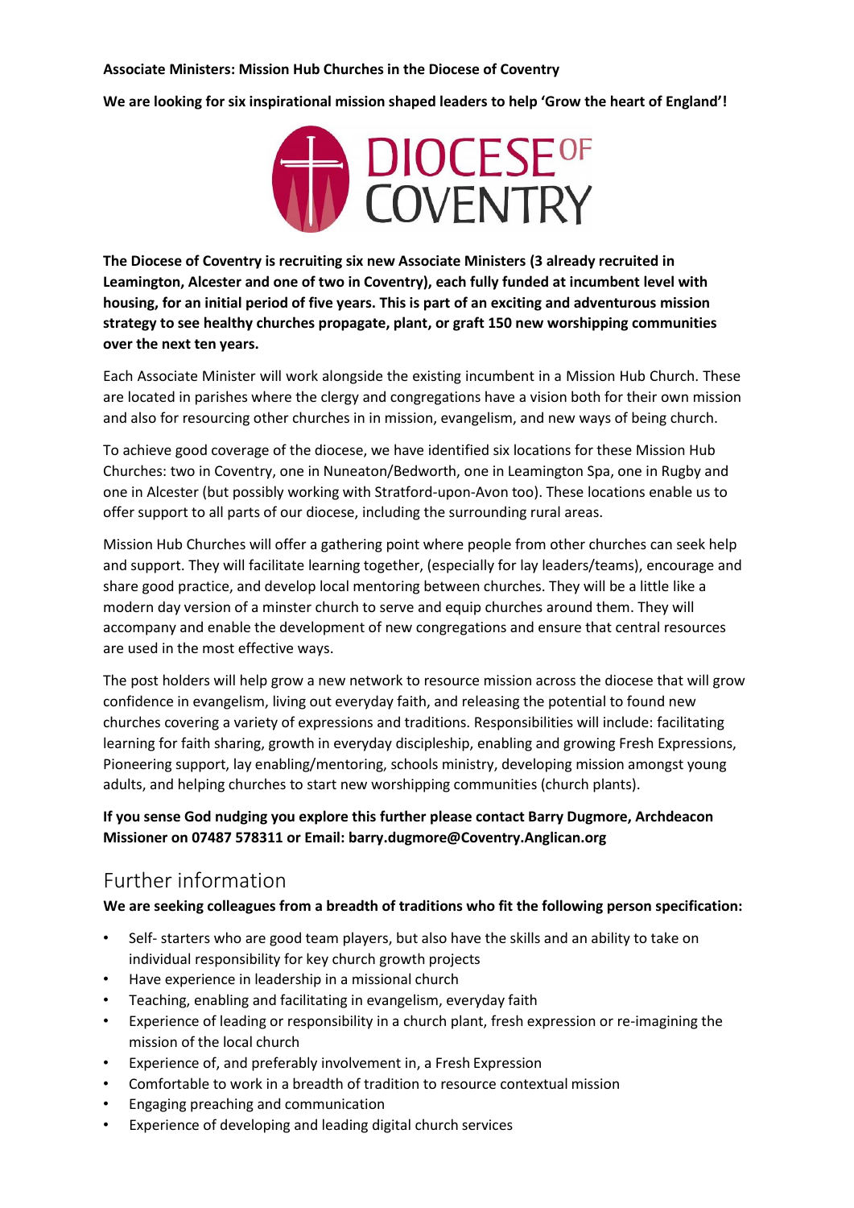**Associate Ministers: Mission Hub Churches in the Diocese of Coventry**

**We are looking for six inspirational mission shaped leaders to help 'Grow the heart of England'!**

**The Diocese of Coventry is recruiting six new Associate Ministers (3 already recruited in Leamington, Alcester and one of two in Coventry), each fully funded at incumbent level with housing, for an initial period of five years. This is part of an exciting and adventurous mission strategy to see healthy churches propagate, plant, or graft 150 new worshipping communities over the next ten years.**

Each Associate Minister will work alongside the existing incumbent in a Mission Hub Church. These are located in parishes where the clergy and congregations have a vision both for their own mission and also for resourcing other churches in in mission, evangelism, and new ways of being church.

To achieve good coverage of the diocese, we have identified six locations for these Mission Hub Churches: two in Coventry, one in Nuneaton/Bedworth, one in Leamington Spa, one in Rugby and one in Alcester (but possibly working with Stratford-upon-Avon too). These locations enable us to offer support to all parts of our diocese, including the surrounding rural areas.

Mission Hub Churches will offer a gathering point where people from other churches can seek help and support. They will facilitate learning together, (especially for lay leaders/teams), encourage and share good practice, and develop local mentoring between churches. They will be a little like a modern day version of a minster church to serve and equip churches around them. They will accompany and enable the development of new congregations and ensure that central resources are used in the most effective ways.

The post holders will help grow a new network to resource mission across the diocese that will grow confidence in evangelism, living out everyday faith, and releasing the potential to found new churches covering a variety of expressions and traditions. Responsibilities will include: facilitating learning for faith sharing, growth in everyday discipleship, enabling and growing Fresh Expressions, Pioneering support, lay enabling/mentoring, schools ministry, developing mission amongst young adults, and helping churches to start new worshipping communities (church plants).

**If you sense God nudging you explore this further please contact Barry Dugmore, Archdeacon Missioner on 07487 578311 or Email: barry.dugmore@Coventry.Anglican.org**

## Further information

**We are seeking colleagues from a breadth of traditions who fit the following person specification:**

- Self- starters who are good team players, but also have the skills and an ability to take on individual responsibility for key church growth projects
- Have experience in leadership in a missional church
- Teaching, enabling and facilitating in evangelism, everyday faith
- Experience of leading or responsibility in a church plant, fresh expression or re-imagining the mission of the local church
- Experience of, and preferably involvement in, a Fresh Expression
- Comfortable to work in a breadth of tradition to resource contextual mission
- Engaging preaching and communication
- Experience of developing and leading digital church services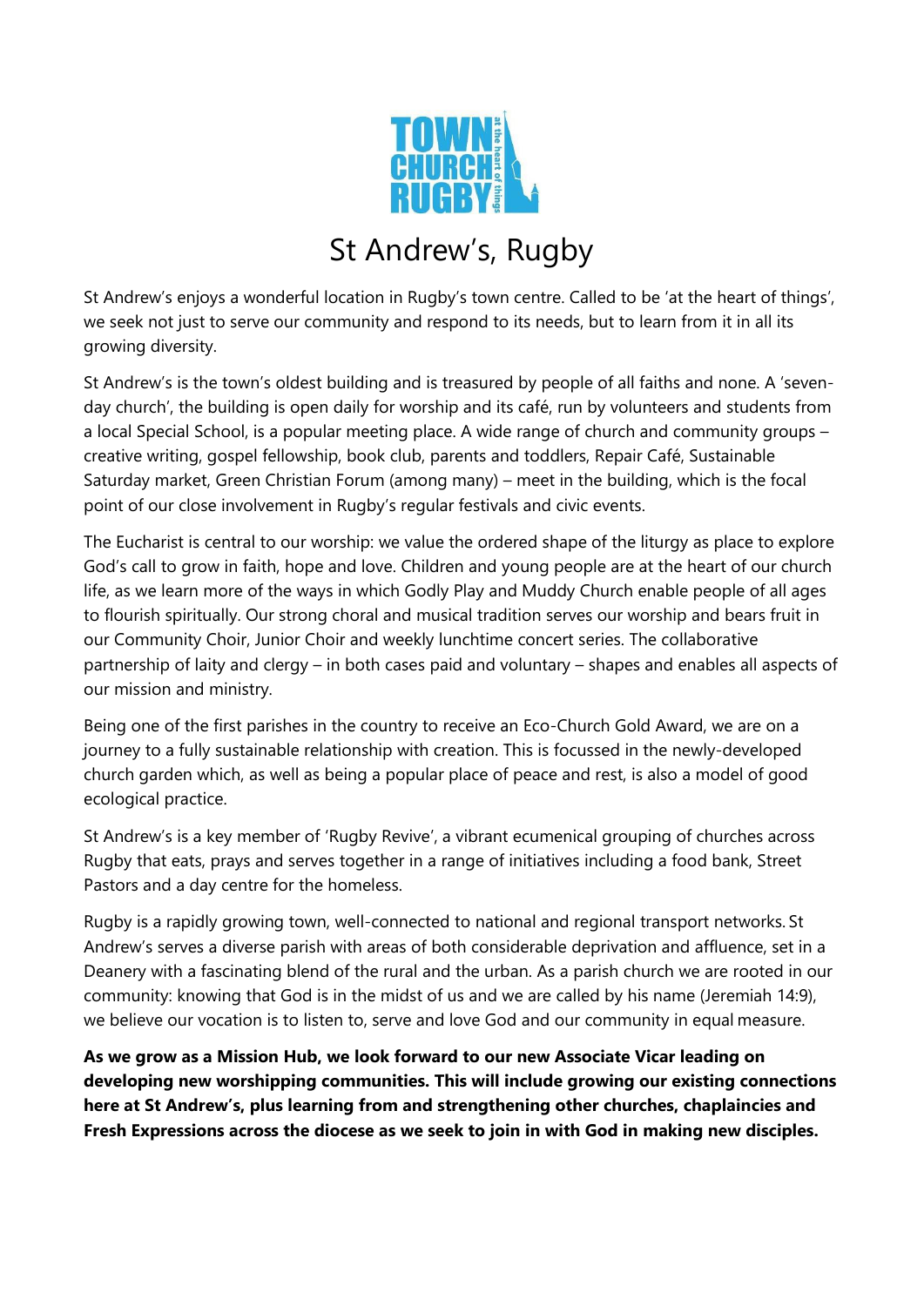# St Andrew's, Rugby

St Andrew's enjoys a wonderful location in Rugby's town centre. Called to be 'at the heart of things', we seek not just to serve our community and respond to its needs, but to learn from it in all its growing diversity.

St Andrew's is the town's oldest building and is treasured by people of all faiths and none. A 'seven-day church', the building is open daily for worship and its café, run by volunteers and students from a local Special School, is a popular meeting place. A wide range of church and community groups – creative writing, gospel fellowship, book club, parents and toddlers, Repair Café, Sustainable Saturday market, Green Christian Forum (among many) – meet in the building, which is the focal point of our close involvement in Rugby's regular festivals and civic events.

The Eucharist is central to our worship: we value the ordered shape of the liturgy as place to explore God's call to grow in faith, hope and love. Children and young people are at the heart of our church life, as we learn more of the ways in which Godly Play and Muddy Church enable people of all ages to flourish spiritually. Our strong choral and musical tradition serves our worship and bears fruit in our Community Choir, Junior Choir and weekly lunchtime concert series. The collaborative partnership of laity and clergy – in both cases paid and voluntary – shapes and enables all aspects of our mission and ministry.

Being one of the first parishes in the country to receive an Eco-Church Gold Award, we are on a journey to a fully sustainable relationship with creation. This is focussed in the newly-developed church garden which, as well as being a popular place of peace and rest, is also a model of good ecological practice.

St Andrew's is a key member of 'Rugby Revive', a vibrant ecumenical grouping of churches across Rugby that eats, prays and serves together in a range of initiatives including a food bank, Street Pastors and a day centre for the homeless.

Rugby is a rapidly growing town, well-connected to national and regional transport networks. St Andrew's serves a diverse parish with areas of both considerable deprivation and affluence, set in a Deanery with a fascinating blend of the rural and the urban. As a parish church we are rooted in our community: knowing that God is in the midst of us and we are called by his name (Jeremiah 14:9), we believe our vocation is to listen to, serve and love God and our community in equal measure.

**As we grow as a Mission Hub, we look forward to our new Associate Vicar leading on developing new worshipping communities. This will include growing our existing connections here at St Andrew's, plus learning from and strengthening other churches, chaplaincies and Fresh Expressions across the diocese as we seek to join in with God in making new disciples.**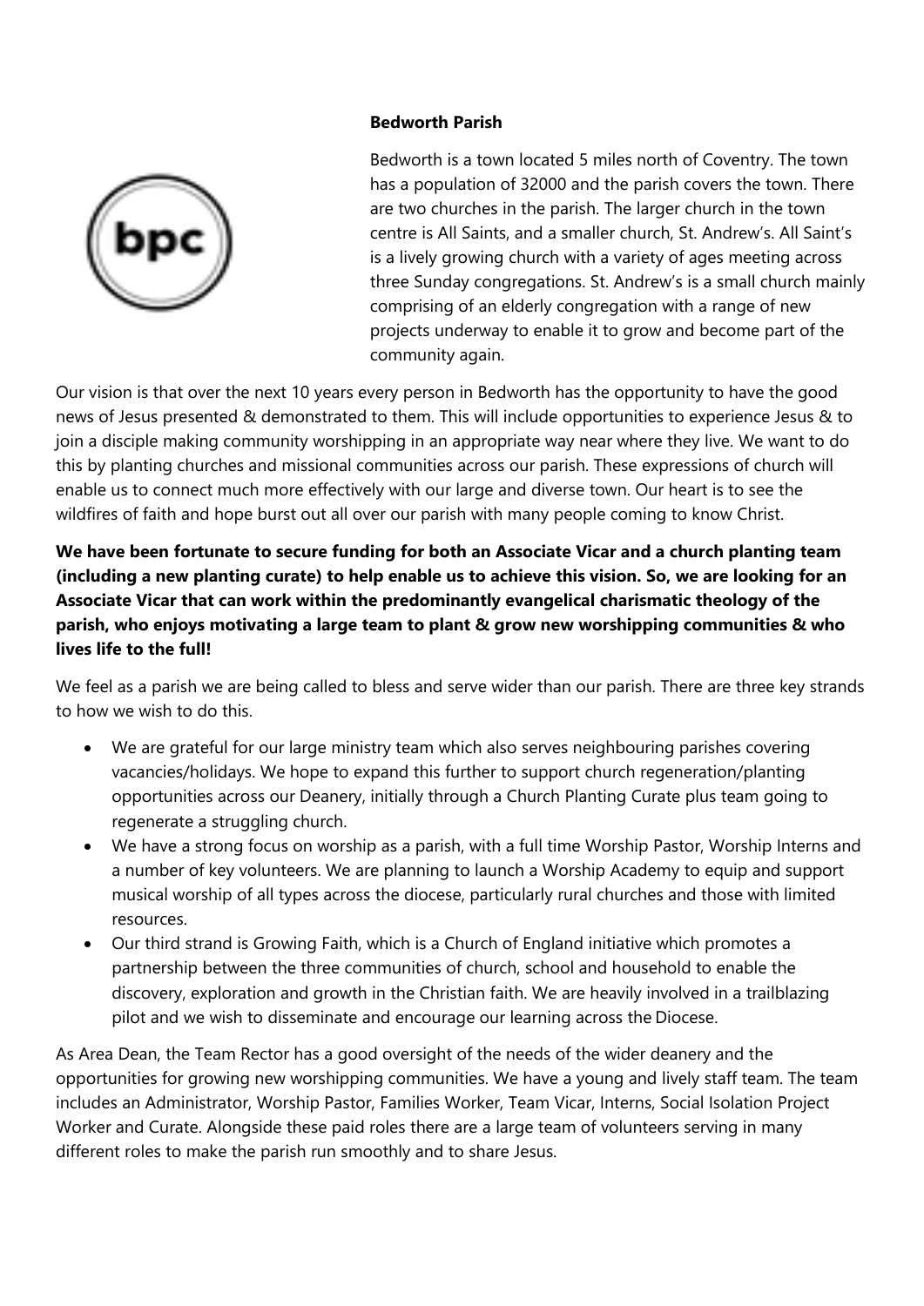**Bedworth Parish**

Bedworth is a town located 5 miles north of Coventry. The town has a population of 32000 and the parish covers the town. There are two churches in the parish. The larger church in the town centre is All Saints, and a smaller church, St. Andrew's. All Saint's is a lively growing church with a variety of ages meeting across three Sunday congregations. St. Andrew's is a small church mainly comprising of an elderly congregation with a range of new projects underway to enable it to grow and become part of the community again.

Our vision is that over the next 10 years every person in Bedworth has the opportunity to have the good news of Jesus presented & demonstrated to them. This will include opportunities to experience Jesus & to join a disciple making community worshipping in an appropriate way near where they live. We want to do this by planting churches and missional communities across our parish. These expressions of church will enable us to connect much more effectively with our large and diverse town. Our heart is to see the wildfires of faith and hope burst out all over our parish with many people coming to know Christ.

**We have been fortunate to secure funding for both an Associate Vicar and a church planting team (including a new planting curate) to help enable us to achieve this vision. So, we are looking for an Associate Vicar that can work within the predominantly evangelical charismatic theology of the parish, who enjoys motivating a large team to plant & grow new worshipping communities & who lives life to the full!**

We feel as a parish we are being called to bless and serve wider than our parish. There are three key strands to how we wish to do this.

- We are grateful for our large ministry team which also serves neighbouring parishes covering vacancies/holidays. We hope to expand this further to support church regeneration/planting opportunities across our Deanery, initially through a Church Planting Curate plus team going to regenerate a struggling church.
- We have a strong focus on worship as a parish, with a full time Worship Pastor, Worship Interns and a number of key volunteers. We are planning to launch a Worship Academy to equip and support musical worship of all types across the diocese, particularly rural churches and those with limited resources.
- Our third strand is Growing Faith, which is a Church of England initiative which promotes a partnership between the three communities of church, school and household to enable the discovery, exploration and growth in the Christian faith. We are heavily involved in a trailblazing pilot and we wish to disseminate and encourage our learning across the Diocese.

As Area Dean, the Team Rector has a good oversight of the needs of the wider deanery and the opportunities for growing new worshipping communities. We have a young and lively staff team. The team includes an Administrator, Worship Pastor, Families Worker, Team Vicar, Interns, Social Isolation Project Worker and Curate. Alongside these paid roles there are a large team of volunteers serving in many different roles to make the parish run smoothly and to share Jesus.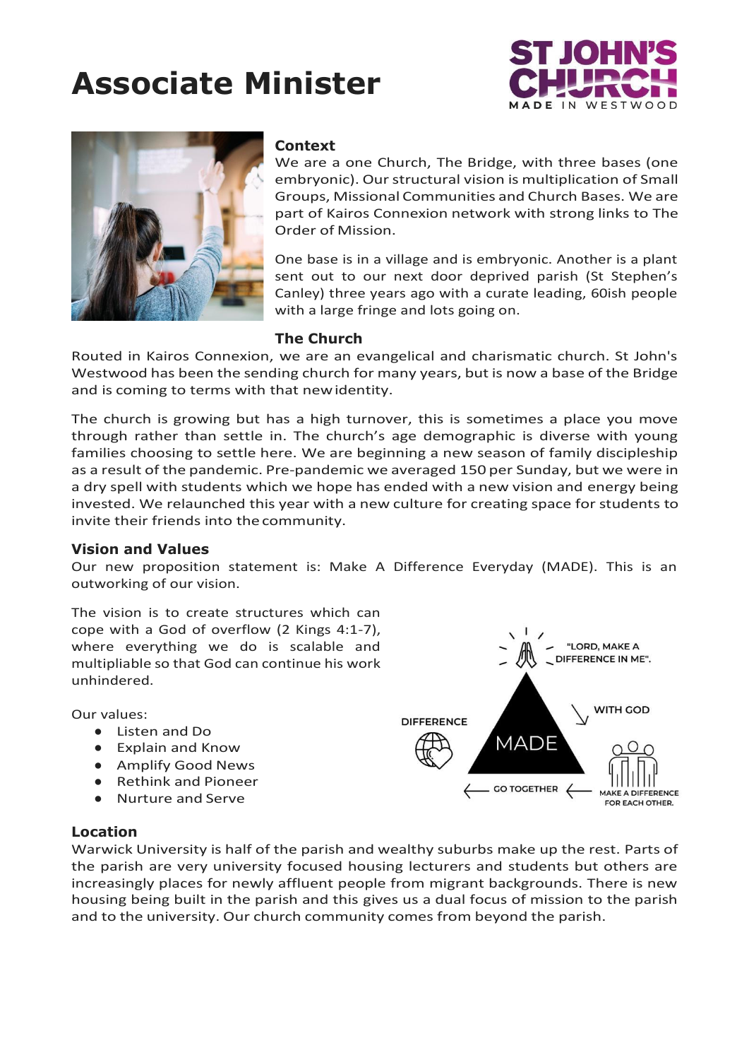# Associate Minister

ST JOHN'S CHURCH
MADE IN WESTWOOD

## Context

We are a one Church, The Bridge, with three bases (one embryonic). Our structural vision is multiplication of Small Groups, Missional Communities and Church Bases. We are part of Kairos Connexion network with strong links to The Order of Mission.

One base is in a village and is embryonic. Another is a plant sent out to our next door deprived parish (St Stephen's Canley) three years ago with a curate leading, 60ish people with a large fringe and lots going on.

## The Church

Routed in Kairos Connexion, we are an evangelical and charismatic church. St John's Westwood has been the sending church for many years, but is now a base of the Bridge and is coming to terms with that new identity.

The church is growing but has a high turnover, this is sometimes a place you move through rather than settle in. The church's age demographic is diverse with young families choosing to settle here. We are beginning a new season of family discipleship as a result of the pandemic. Pre-pandemic we averaged 150 per Sunday, but we were in a dry spell with students which we hope has ended with a new vision and energy being invested. We relaunched this year with a new culture for creating space for students to invite their friends into the community.

## Vision and Values

Our new proposition statement is: Make A Difference Everyday (MADE). This is an outworking of our vision.

The vision is to create structures which can cope with a God of overflow (2 Kings 4:1-7), where everything we do is scalable and multipliable so that God can continue his work unhindered.

Our values:

- Listen and Do
- Explain and Know
- Amplify Good News
- Rethink and Pioneer
- Nurture and Serve

"LORD, MAKE A DIFFERENCE IN ME".
WITH GOD
MADE
DIFFERENCE
GO TOGETHER
MAKE A DIFFERENCE FOR EACH OTHER.

## Location

Warwick University is half of the parish and wealthy suburbs make up the rest. Parts of the parish are very university focused housing lecturers and students but others are increasingly places for newly affluent people from migrant backgrounds. There is new housing being built in the parish and this gives us a dual focus of mission to the parish and to the university. Our church community comes from beyond the parish.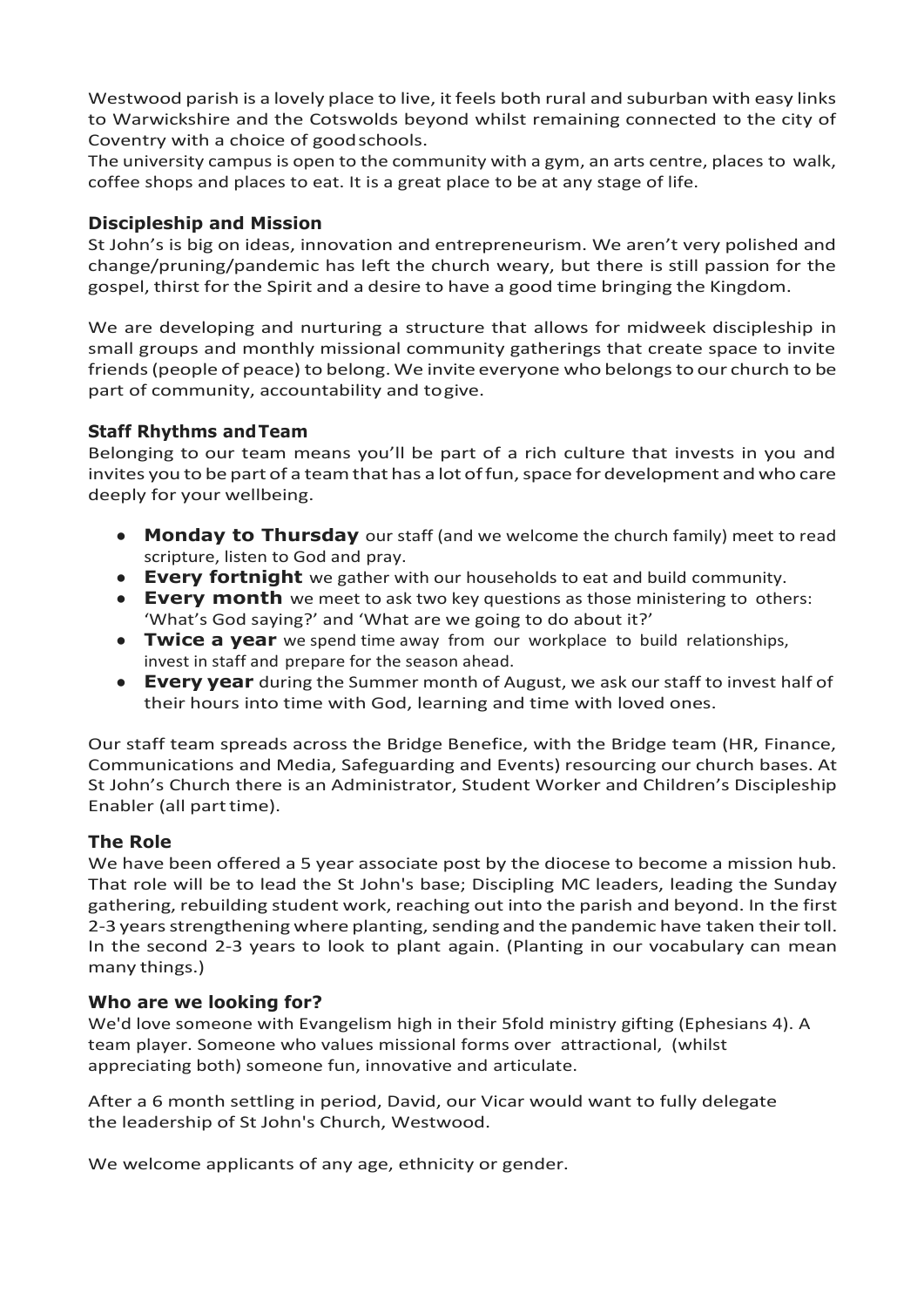Westwood parish is a lovely place to live, it feels both rural and suburban with easy links to Warwickshire and the Cotswolds beyond whilst remaining connected to the city of Coventry with a choice of good schools.
The university campus is open to the community with a gym, an arts centre, places to walk, coffee shops and places to eat. It is a great place to be at any stage of life.

### Discipleship and Mission

St John's is big on ideas, innovation and entrepreneurism. We aren't very polished and change/pruning/pandemic has left the church weary, but there is still passion for the gospel, thirst for the Spirit and a desire to have a good time bringing the Kingdom.

We are developing and nurturing a structure that allows for midweek discipleship in small groups and monthly missional community gatherings that create space to invite friends (people of peace) to belong. We invite everyone who belongs to our church to be part of community, accountability and to give.

### Staff Rhythms and Team

Belonging to our team means you'll be part of a rich culture that invests in you and invites you to be part of a team that has a lot of fun, space for development and who care deeply for your wellbeing.

- **Monday to Thursday** our staff (and we welcome the church family) meet to read scripture, listen to God and pray.
- **Every fortnight** we gather with our households to eat and build community.
- **Every month** we meet to ask two key questions as those ministering to others: 'What's God saying?' and 'What are we going to do about it?'
- **Twice a year** we spend time away from our workplace to build relationships, invest in staff and prepare for the season ahead.
- **Every year** during the Summer month of August, we ask our staff to invest half of their hours into time with God, learning and time with loved ones.

Our staff team spreads across the Bridge Benefice, with the Bridge team (HR, Finance, Communications and Media, Safeguarding and Events) resourcing our church bases. At St John's Church there is an Administrator, Student Worker and Children's Discipleship Enabler (all part time).

### The Role

We have been offered a 5 year associate post by the diocese to become a mission hub. That role will be to lead the St John's base; Discipling MC leaders, leading the Sunday gathering, rebuilding student work, reaching out into the parish and beyond. In the first 2-3 years strengthening where planting, sending and the pandemic have taken their toll. In the second 2-3 years to look to plant again. (Planting in our vocabulary can mean many things.)

### Who are we looking for?

We'd love someone with Evangelism high in their 5fold ministry gifting (Ephesians 4). A team player. Someone who values missional forms over attractional, (whilst appreciating both) someone fun, innovative and articulate.

After a 6 month settling in period, David, our Vicar would want to fully delegate the leadership of St John's Church, Westwood.

We welcome applicants of any age, ethnicity or gender.